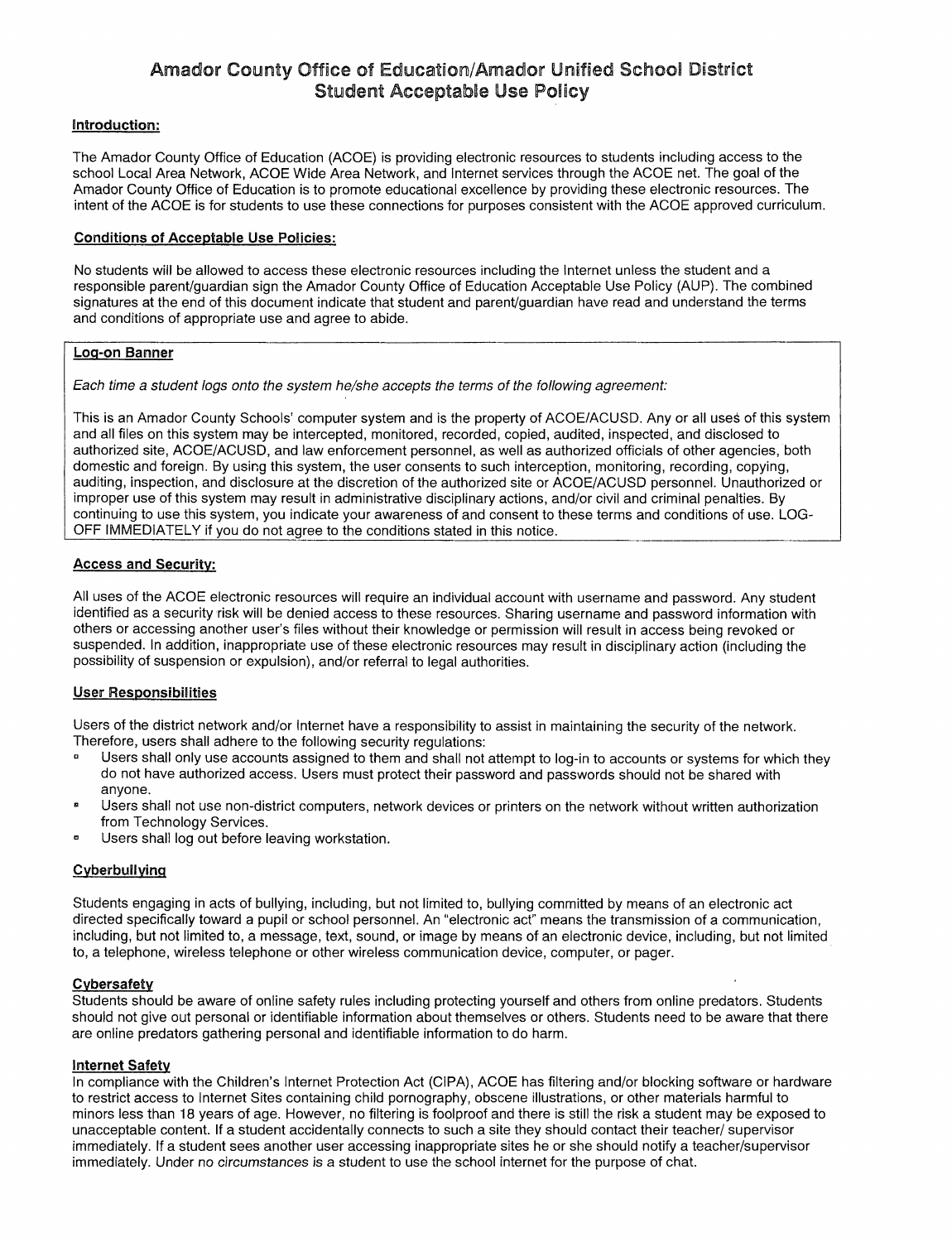# Amador County Office of Education/Amador Unified School District
# Student Acceptable Use Policy

**Introduction:**

The Amador County Office of Education (ACOE) is providing electronic resources to students including access to the school Local Area Network, ACOE Wide Area Network, and Internet services through the ACOE net. The goal of the Amador County Office of Education is to promote educational excellence by providing these electronic resources. The intent of the ACOE is for students to use these connections for purposes consistent with the ACOE approved curriculum.

**Conditions of Acceptable Use Policies:**

No students will be allowed to access these electronic resources including the Internet unless the student and a responsible parent/guardian sign the Amador County Office of Education Acceptable Use Policy (AUP). The combined signatures at the end of this document indicate that student and parent/guardian have read and understand the terms and conditions of appropriate use and agree to abide.

**Log-on Banner**

*Each time a student logs onto the system he/she accepts the terms of the following agreement:*

This is an Amador County Schools' computer system and is the property of ACOE/ACUSD. Any or all uses of this system and all files on this system may be intercepted, monitored, recorded, copied, audited, inspected, and disclosed to authorized site, ACOE/ACUSD, and law enforcement personnel, as well as authorized officials of other agencies, both domestic and foreign. By using this system, the user consents to such interception, monitoring, recording, copying, auditing, inspection, and disclosure at the discretion of the authorized site or ACOE/ACUSD personnel. Unauthorized or improper use of this system may result in administrative disciplinary actions, and/or civil and criminal penalties. By continuing to use this system, you indicate your awareness of and consent to these terms and conditions of use. LOG-OFF IMMEDIATELY if you do not agree to the conditions stated in this notice.

**Access and Security:**

All uses of the ACOE electronic resources will require an individual account with username and password. Any student identified as a security risk will be denied access to these resources. Sharing username and password information with others or accessing another user's files without their knowledge or permission will result in access being revoked or suspended. In addition, inappropriate use of these electronic resources may result in disciplinary action (including the possibility of suspension or expulsion), and/or referral to legal authorities.

**User Responsibilities**

Users of the district network and/or Internet have a responsibility to assist in maintaining the security of the network. Therefore, users shall adhere to the following security regulations:

- Users shall only use accounts assigned to them and shall not attempt to log-in to accounts or systems for which they do not have authorized access. Users must protect their password and passwords should not be shared with anyone.
- Users shall not use non-district computers, network devices or printers on the network without written authorization from Technology Services.
- Users shall log out before leaving workstation.

**Cyberbullying**

Students engaging in acts of bullying, including, but not limited to, bullying committed by means of an electronic act directed specifically toward a pupil or school personnel. An "electronic act" means the transmission of a communication, including, but not limited to, a message, text, sound, or image by means of an electronic device, including, but not limited to, a telephone, wireless telephone or other wireless communication device, computer, or pager.

**Cybersafety**

Students should be aware of online safety rules including protecting yourself and others from online predators. Students should not give out personal or identifiable information about themselves or others. Students need to be aware that there are online predators gathering personal and identifiable information to do harm.

**Internet Safety**

In compliance with the Children's Internet Protection Act (CIPA), ACOE has filtering and/or blocking software or hardware to restrict access to Internet Sites containing child pornography, obscene illustrations, or other materials harmful to minors less than 18 years of age. However, no filtering is foolproof and there is still the risk a student may be exposed to unacceptable content. If a student accidentally connects to such a site they should contact their teacher/ supervisor immediately. If a student sees another user accessing inappropriate sites he or she should notify a teacher/supervisor immediately. Under *no circumstances* is a student to use the school internet for the purpose of chat.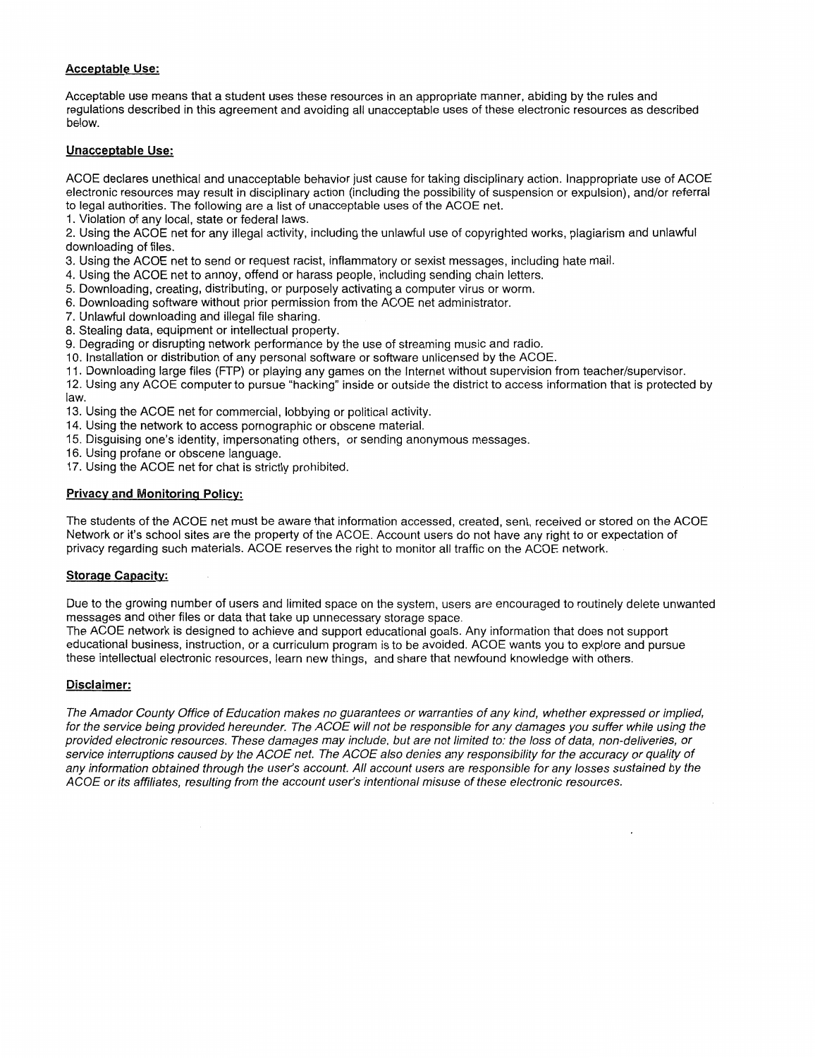**Acceptable Use:**

Acceptable use means that a student uses these resources in an appropriate manner, abiding by the rules and regulations described in this agreement and avoiding all unacceptable uses of these electronic resources as described below.

**Unacceptable Use:**

ACOE declares unethical and unacceptable behavior just cause for taking disciplinary action. Inappropriate use of ACOE electronic resources may result in disciplinary action (including the possibility of suspension or expulsion), and/or referral to legal authorities. The following are a list of unacceptable uses of the ACOE net.

1. Violation of any local, state or federal laws.
2. Using the ACOE net for any illegal activity, including the unlawful use of copyrighted works, plagiarism and unlawful downloading of files.
3. Using the ACOE net to send or request racist, inflammatory or sexist messages, including hate mail.
4. Using the ACOE net to annoy, offend or harass people, including sending chain letters.
5. Downloading, creating, distributing, or purposely activating a computer virus or worm.
6. Downloading software without prior permission from the ACOE net administrator.
7. Unlawful downloading and illegal file sharing.
8. Stealing data, equipment or intellectual property.
9. Degrading or disrupting network performance by the use of streaming music and radio.
10. Installation or distribution of any personal software or software unlicensed by the ACOE.
11. Downloading large files (FTP) or playing any games on the Internet without supervision from teacher/supervisor.
12. Using any ACOE computer to pursue "hacking" inside or outside the district to access information that is protected by law.
13. Using the ACOE net for commercial, lobbying or political activity.
14. Using the network to access pornographic or obscene material.
15. Disguising one's identity, impersonating others, or sending anonymous messages.
16. Using profane or obscene language.
17. Using the ACOE net for chat is strictly prohibited.

**Privacy and Monitoring Policy:**

The students of the ACOE net must be aware that information accessed, created, sent, received or stored on the ACOE Network or it's school sites are the property of the ACOE. Account users do not have any right to or expectation of privacy regarding such materials. ACOE reserves the right to monitor all traffic on the ACOE network.

**Storage Capacity:**

Due to the growing number of users and limited space on the system, users are encouraged to routinely delete unwanted messages and other files or data that take up unnecessary storage space.
The ACOE network is designed to achieve and support educational goals. Any information that does not support educational business, instruction, or a curriculum program is to be avoided. ACOE wants you to explore and pursue these intellectual electronic resources, learn new things, and share that newfound knowledge with others.

**Disclaimer:**

*The Amador County Office of Education makes no guarantees or warranties of any kind, whether expressed or implied, for the service being provided hereunder. The ACOE will not be responsible for any damages you suffer while using the provided electronic resources. These damages may include, but are not limited to: the loss of data, non-deliveries, or service interruptions caused by the ACOE net. The ACOE also denies any responsibility for the accuracy or quality of any information obtained through the user's account. All account users are responsible for any losses sustained by the ACOE or its affiliates, resulting from the account user's intentional misuse of these electronic resources.*